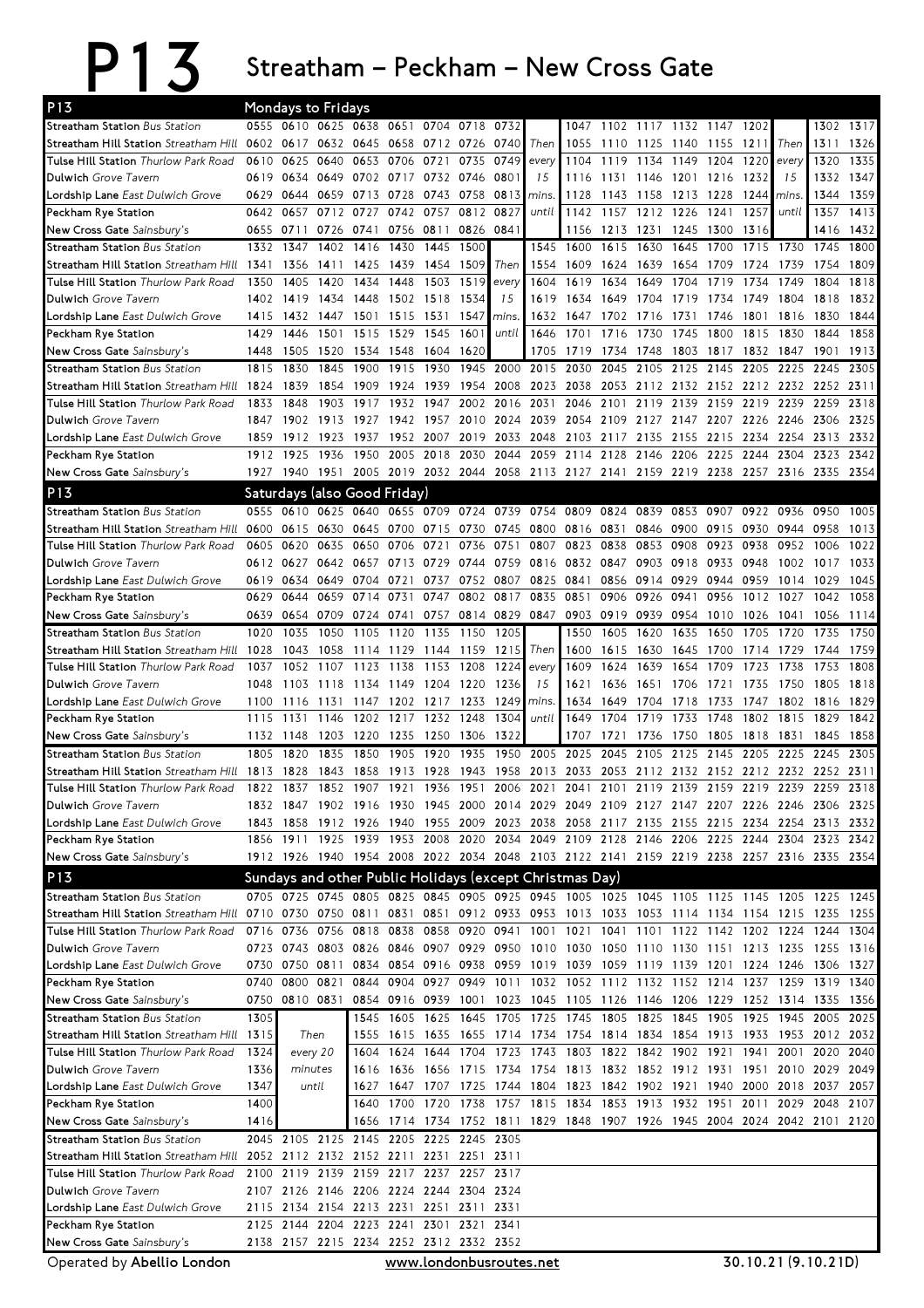# P13 Streatham – Peckham – New Cross Gate

## Mondays to Fridays

| P13 | | | | | | | | | | | | | | | | | | |
|---|---|---|---|---|---|---|---|---|---|---|---|---|---|---|---|---|---|---|
| **Streatham Station** *Bus Station* | 0555 | 0610 | 0625 | 0638 | 0651 | 0704 | 0718 | 0732 | | 1047 | 1102 | 1117 | 1132 | 1147 | 1202 | | 1302 | 1317 |
| **Streatham Hill Station** *Streatham Hill* | 0602 | 0617 | 0632 | 0645 | 0658 | 0712 | 0726 | 0740 | Then | 1055 | 1110 | 1125 | 1140 | 1155 | 1211 | Then | 1311 | 1326 |
| **Tulse Hill Station** *Thurlow Park Road* | 0610 | 0625 | 0640 | 0653 | 0706 | 0721 | 0735 | 0749 | every | 1104 | 1119 | 1134 | 1149 | 1204 | 1220 | every | 1320 | 1335 |
| **Dulwich** *Grove Tavern* | 0619 | 0634 | 0649 | 0702 | 0717 | 0732 | 0746 | 0801 | 15 | 1116 | 1131 | 1146 | 1201 | 1216 | 1232 | 15 | 1332 | 1347 |
| **Lordship Lane** *East Dulwich Grove* | 0629 | 0644 | 0659 | 0713 | 0728 | 0743 | 0758 | 0813 | mins. | 1128 | 1143 | 1158 | 1213 | 1228 | 1244 | mins. | 1344 | 1359 |
| **Peckham Rye Station** | 0642 | 0657 | 0712 | 0727 | 0742 | 0757 | 0812 | 0827 | until | 1142 | 1157 | 1212 | 1226 | 1241 | 1257 | until | 1357 | 1413 |
| **New Cross Gate** *Sainsbury's* | 0655 | 0711 | 0726 | 0741 | 0756 | 0811 | 0826 | 0841 | | 1156 | 1213 | 1231 | 1245 | 1300 | 1316 | | 1416 | 1432 |

| | | | | | | | | | | | | | | | | | | |
|---|---|---|---|---|---|---|---|---|---|---|---|---|---|---|---|---|---|---|
| **Streatham Station** *Bus Station* | 1332 | 1347 | 1402 | 1416 | 1430 | 1445 | 1500 | | 1545 | 1600 | 1615 | 1630 | 1645 | 1700 | 1715 | 1730 | 1745 | 1800 |
| **Streatham Hill Station** *Streatham Hill* | 1341 | 1356 | 1411 | 1425 | 1439 | 1454 | 1509 | Then | 1554 | 1609 | 1624 | 1639 | 1654 | 1709 | 1724 | 1739 | 1754 | 1809 |
| **Tulse Hill Station** *Thurlow Park Road* | 1350 | 1405 | 1420 | 1434 | 1448 | 1503 | 1519 | every | 1604 | 1619 | 1634 | 1649 | 1704 | 1719 | 1734 | 1749 | 1804 | 1818 |
| **Dulwich** *Grove Tavern* | 1402 | 1419 | 1434 | 1448 | 1502 | 1518 | 1534 | 15 | 1619 | 1634 | 1649 | 1704 | 1719 | 1734 | 1749 | 1804 | 1818 | 1832 |
| **Lordship Lane** *East Dulwich Grove* | 1415 | 1432 | 1447 | 1501 | 1515 | 1531 | 1547 | mins. | 1632 | 1647 | 1702 | 1716 | 1731 | 1746 | 1801 | 1816 | 1830 | 1844 |
| **Peckham Rye Station** | 1429 | 1446 | 1501 | 1515 | 1529 | 1545 | 1601 | until | 1646 | 1701 | 1716 | 1730 | 1745 | 1800 | 1815 | 1830 | 1844 | 1858 |
| **New Cross Gate** *Sainsbury's* | 1448 | 1505 | 1520 | 1534 | 1548 | 1604 | 1620 | | 1705 | 1719 | 1734 | 1748 | 1803 | 1817 | 1832 | 1847 | 1901 | 1913 |

| | | | | | | | | | | | | | | | | | | |
|---|---|---|---|---|---|---|---|---|---|---|---|---|---|---|---|---|---|---|
| **Streatham Station** *Bus Station* | 1815 | 1830 | 1845 | 1900 | 1915 | 1930 | 1945 | 2000 | 2015 | 2030 | 2045 | 2105 | 2125 | 2145 | 2205 | 2225 | 2245 | 2305 |
| **Streatham Hill Station** *Streatham Hill* | 1824 | 1839 | 1854 | 1909 | 1924 | 1939 | 1954 | 2008 | 2023 | 2038 | 2053 | 2112 | 2132 | 2152 | 2212 | 2232 | 2252 | 2311 |
| **Tulse Hill Station** *Thurlow Park Road* | 1833 | 1848 | 1903 | 1917 | 1932 | 1947 | 2002 | 2016 | 2031 | 2046 | 2101 | 2119 | 2139 | 2159 | 2219 | 2239 | 2259 | 2318 |
| **Dulwich** *Grove Tavern* | 1847 | 1902 | 1913 | 1927 | 1942 | 1957 | 2010 | 2024 | 2039 | 2054 | 2109 | 2127 | 2147 | 2207 | 2226 | 2246 | 2306 | 2325 |
| **Lordship Lane** *East Dulwich Grove* | 1859 | 1912 | 1923 | 1937 | 1952 | 2007 | 2019 | 2033 | 2048 | 2103 | 2117 | 2135 | 2155 | 2215 | 2234 | 2254 | 2313 | 2332 |
| **Peckham Rye Station** | 1912 | 1925 | 1936 | 1950 | 2005 | 2018 | 2030 | 2044 | 2059 | 2114 | 2128 | 2146 | 2206 | 2225 | 2244 | 2304 | 2323 | 2342 |
| **New Cross Gate** *Sainsbury's* | 1927 | 1940 | 1951 | 2005 | 2019 | 2032 | 2044 | 2058 | 2113 | 2127 | 2141 | 2159 | 2219 | 2238 | 2257 | 2316 | 2335 | 2354 |

## Saturdays (also Good Friday)

| P13 | | | | | | | | | | | | | | | | | | |
|---|---|---|---|---|---|---|---|---|---|---|---|---|---|---|---|---|---|---|
| **Streatham Station** *Bus Station* | 0555 | 0610 | 0625 | 0640 | 0655 | 0709 | 0724 | 0739 | 0754 | 0809 | 0824 | 0839 | 0853 | 0907 | 0922 | 0936 | 0950 | 1005 |
| **Streatham Hill Station** *Streatham Hill* | 0600 | 0615 | 0630 | 0645 | 0700 | 0715 | 0730 | 0745 | 0800 | 0816 | 0831 | 0846 | 0900 | 0915 | 0930 | 0944 | 0958 | 1013 |
| **Tulse Hill Station** *Thurlow Park Road* | 0605 | 0620 | 0635 | 0650 | 0706 | 0721 | 0736 | 0751 | 0807 | 0823 | 0838 | 0853 | 0908 | 0923 | 0938 | 0952 | 1006 | 1022 |
| **Dulwich** *Grove Tavern* | 0612 | 0627 | 0642 | 0657 | 0713 | 0729 | 0744 | 0759 | 0816 | 0832 | 0847 | 0903 | 0918 | 0933 | 0948 | 1002 | 1017 | 1033 |
| **Lordship Lane** *East Dulwich Grove* | 0619 | 0634 | 0649 | 0704 | 0721 | 0737 | 0752 | 0807 | 0825 | 0841 | 0856 | 0914 | 0929 | 0944 | 0959 | 1014 | 1029 | 1045 |
| **Peckham Rye Station** | 0629 | 0644 | 0659 | 0714 | 0731 | 0747 | 0802 | 0817 | 0835 | 0851 | 0906 | 0926 | 0941 | 0956 | 1012 | 1027 | 1042 | 1058 |
| **New Cross Gate** *Sainsbury's* | 0639 | 0654 | 0709 | 0724 | 0741 | 0757 | 0814 | 0829 | 0847 | 0903 | 0919 | 0939 | 0954 | 1010 | 1026 | 1041 | 1056 | 1114 |

| | | | | | | | | | | | | | | | | | | |
|---|---|---|---|---|---|---|---|---|---|---|---|---|---|---|---|---|---|---|
| **Streatham Station** *Bus Station* | 1020 | 1035 | 1050 | 1105 | 1120 | 1135 | 1150 | 1205 | | 1550 | 1605 | 1620 | 1635 | 1650 | 1705 | 1720 | 1735 | 1750 |
| **Streatham Hill Station** *Streatham Hill* | 1028 | 1043 | 1058 | 1114 | 1129 | 1144 | 1159 | 1215 | Then | 1600 | 1615 | 1630 | 1645 | 1700 | 1714 | 1729 | 1744 | 1759 |
| **Tulse Hill Station** *Thurlow Park Road* | 1037 | 1052 | 1107 | 1123 | 1138 | 1153 | 1208 | 1224 | every | 1609 | 1624 | 1639 | 1654 | 1709 | 1723 | 1738 | 1753 | 1808 |
| **Dulwich** *Grove Tavern* | 1048 | 1103 | 1118 | 1134 | 1149 | 1204 | 1220 | 1236 | 15 | 1621 | 1636 | 1651 | 1706 | 1721 | 1735 | 1750 | 1805 | 1818 |
| **Lordship Lane** *East Dulwich Grove* | 1100 | 1116 | 1131 | 1147 | 1202 | 1217 | 1233 | 1249 | mins. | 1634 | 1649 | 1704 | 1718 | 1733 | 1747 | 1802 | 1816 | 1829 |
| **Peckham Rye Station** | 1115 | 1131 | 1146 | 1202 | 1217 | 1232 | 1248 | 1304 | until | 1649 | 1704 | 1719 | 1733 | 1748 | 1802 | 1815 | 1829 | 1842 |
| **New Cross Gate** *Sainsbury's* | 1132 | 1148 | 1203 | 1220 | 1235 | 1250 | 1306 | 1322 | | 1707 | 1721 | 1736 | 1750 | 1805 | 1818 | 1831 | 1845 | 1858 |

| | | | | | | | | | | | | | | | | | | |
|---|---|---|---|---|---|---|---|---|---|---|---|---|---|---|---|---|---|---|
| **Streatham Station** *Bus Station* | 1805 | 1820 | 1835 | 1850 | 1905 | 1920 | 1935 | 1950 | 2005 | 2025 | 2045 | 2105 | 2125 | 2145 | 2205 | 2225 | 2245 | 2305 |
| **Streatham Hill Station** *Streatham Hill* | 1813 | 1828 | 1843 | 1858 | 1913 | 1928 | 1943 | 1958 | 2013 | 2033 | 2053 | 2112 | 2132 | 2152 | 2212 | 2232 | 2252 | 2311 |
| **Tulse Hill Station** *Thurlow Park Road* | 1822 | 1837 | 1852 | 1907 | 1921 | 1936 | 1951 | 2006 | 2021 | 2041 | 2101 | 2119 | 2139 | 2159 | 2219 | 2239 | 2259 | 2318 |
| **Dulwich** *Grove Tavern* | 1832 | 1847 | 1902 | 1916 | 1930 | 1945 | 2000 | 2014 | 2029 | 2049 | 2109 | 2127 | 2147 | 2207 | 2226 | 2246 | 2306 | 2325 |
| **Lordship Lane** *East Dulwich Grove* | 1843 | 1858 | 1912 | 1926 | 1940 | 1955 | 2009 | 2023 | 2038 | 2058 | 2117 | 2135 | 2155 | 2215 | 2234 | 2254 | 2313 | 2332 |
| **Peckham Rye Station** | 1856 | 1911 | 1925 | 1939 | 1953 | 2008 | 2020 | 2034 | 2049 | 2109 | 2128 | 2146 | 2206 | 2225 | 2244 | 2304 | 2323 | 2342 |
| **New Cross Gate** *Sainsbury's* | 1912 | 1926 | 1940 | 1954 | 2008 | 2022 | 2034 | 2048 | 2103 | 2122 | 2141 | 2159 | 2219 | 2238 | 2257 | 2316 | 2335 | 2354 |

## Sundays and other Public Holidays (except Christmas Day)

| P13 | | | | | | | | | | | | | | | | | | |
|---|---|---|---|---|---|---|---|---|---|---|---|---|---|---|---|---|---|---|
| **Streatham Station** *Bus Station* | 0705 | 0725 | 0745 | 0805 | 0825 | 0845 | 0905 | 0925 | 0945 | 1005 | 1025 | 1045 | 1105 | 1125 | 1145 | 1205 | 1225 | 1245 |
| **Streatham Hill Station** *Streatham Hill* | 0710 | 0730 | 0750 | 0811 | 0831 | 0851 | 0912 | 0933 | 0953 | 1013 | 1033 | 1053 | 1114 | 1134 | 1154 | 1215 | 1235 | 1255 |
| **Tulse Hill Station** *Thurlow Park Road* | 0716 | 0736 | 0756 | 0818 | 0838 | 0858 | 0920 | 0941 | 1001 | 1021 | 1041 | 1101 | 1122 | 1142 | 1202 | 1224 | 1244 | 1304 |
| **Dulwich** *Grove Tavern* | 0723 | 0743 | 0803 | 0826 | 0846 | 0907 | 0929 | 0950 | 1010 | 1030 | 1050 | 1110 | 1130 | 1151 | 1213 | 1235 | 1255 | 1316 |
| **Lordship Lane** *East Dulwich Grove* | 0730 | 0750 | 0811 | 0834 | 0854 | 0916 | 0938 | 0959 | 1019 | 1039 | 1059 | 1119 | 1139 | 1201 | 1224 | 1246 | 1306 | 1327 |
| **Peckham Rye Station** | 0740 | 0800 | 0821 | 0844 | 0904 | 0927 | 0949 | 1011 | 1032 | 1052 | 1112 | 1132 | 1152 | 1214 | 1237 | 1259 | 1319 | 1340 |
| **New Cross Gate** *Sainsbury's* | 0750 | 0810 | 0831 | 0854 | 0916 | 0935 | 1001 | 1023 | 1045 | 1105 | 1126 | 1146 | 1206 | 1229 | 1252 | 1314 | 1335 | 1356 |

| | | | | | | | | | | | | | | | | | |
|---|---|---|---|---|---|---|---|---|---|---|---|---|---|---|---|---|---|
| **Streatham Station** *Bus Station* | 1305 | | 1545 | 1605 | 1625 | 1645 | 1705 | 1725 | 1745 | 1805 | 1825 | 1845 | 1905 | 1925 | 1945 | 2005 | 2025 |
| **Streatham Hill Station** *Streatham Hill* | 1315 | Then | 1555 | 1615 | 1635 | 1655 | 1714 | 1734 | 1754 | 1814 | 1834 | 1854 | 1913 | 1933 | 1953 | 2012 | 2032 |
| **Tulse Hill Station** *Thurlow Park Road* | 1324 | every 20 | 1604 | 1624 | 1644 | 1704 | 1723 | 1743 | 1803 | 1822 | 1842 | 1902 | 1921 | 1941 | 2001 | 2020 | 2040 |
| **Dulwich** *Grove Tavern* | 1336 | minutes | 1616 | 1636 | 1656 | 1715 | 1734 | 1754 | 1813 | 1832 | 1852 | 1912 | 1931 | 1951 | 2010 | 2029 | 2049 |
| **Lordship Lane** *East Dulwich Grove* | 1347 | until | 1627 | 1647 | 1707 | 1725 | 1744 | 1804 | 1823 | 1842 | 1902 | 1921 | 1940 | 2000 | 2018 | 2037 | 2057 |
| **Peckham Rye Station** | 1400 | | 1640 | 1700 | 1720 | 1738 | 1757 | 1815 | 1834 | 1853 | 1913 | 1932 | 1951 | 2011 | 2029 | 2048 | 2107 |
| **New Cross Gate** *Sainsbury's* | 1416 | | 1656 | 1714 | 1734 | 1752 | 1811 | 1829 | 1848 | 1907 | 1926 | 1945 | 2004 | 2024 | 2042 | 2101 | 2120 |

| | | | | | | | | |
|---|---|---|---|---|---|---|---|---|
| **Streatham Station** *Bus Station* | 2045 | 2105 | 2125 | 2145 | 2205 | 2225 | 2245 | 2305 |
| **Streatham Hill Station** *Streatham Hill* | 2052 | 2112 | 2132 | 2152 | 2211 | 2231 | 2251 | 2311 |
| **Tulse Hill Station** *Thurlow Park Road* | 2100 | 2119 | 2139 | 2159 | 2217 | 2237 | 2257 | 2317 |
| **Dulwich** *Grove Tavern* | 2107 | 2126 | 2146 | 2206 | 2224 | 2244 | 2304 | 2324 |
| **Lordship Lane** *East Dulwich Grove* | 2115 | 2134 | 2154 | 2213 | 2231 | 2251 | 2311 | 2331 |
| **Peckham Rye Station** | 2125 | 2144 | 2204 | 2223 | 2241 | 2301 | 2321 | 2341 |
| **New Cross Gate** *Sainsbury's* | 2138 | 2157 | 2215 | 2234 | 2252 | 2312 | 2332 | 2352 |

Operated by **Abellio London** www.londonbusroutes.net 30.10.21 (9.10.21D)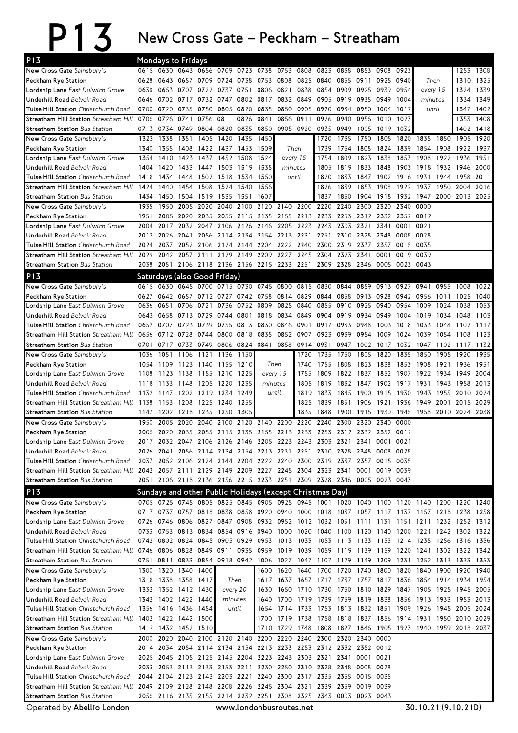# P13 New Cross Gate – Peckham – Streatham

## P13 Mondays to Fridays

| | | | | | | | | | | | | | | | | | |
|---|---|---|---|---|---|---|---|---|---|---|---|---|---|---|---|---|---|
| New Cross Gate *Sainsbury's* | 0615 | 0630 | 0643 | 0656 | 0709 | 0723 | 0738 | 0753 | 0808 | 0823 | 0838 | 0853 | 0908 | 0923 | | 1253 | 1308 |
| Peckham Rye Station | 0628 | 0643 | 0657 | 0709 | 0724 | 0738 | 0753 | 0808 | 0825 | 0840 | 0855 | 0911 | 0925 | 0940 | Then | 1310 | 1325 |
| Lordship Lane *East Dulwich Grove* | 0638 | 0653 | 0707 | 0722 | 0737 | 0751 | 0806 | 0821 | 0838 | 0854 | 0909 | 0925 | 0939 | 0954 | every 15 | 1324 | 1339 |
| Underhill Road *Belvoir Road* | 0646 | 0702 | 0717 | 0732 | 0747 | 0802 | 0817 | 0832 | 0849 | 0905 | 0919 | 0935 | 0949 | 1004 | minutes | 1334 | 1349 |
| Tulse Hill Station *Christchurch Road* | 0700 | 0720 | 0735 | 0750 | 0805 | 0820 | 0835 | 0850 | 0905 | 0920 | 0934 | 0950 | 1004 | 1017 | until | 1347 | 1402 |
| Streatham Hill Station *Streatham Hill* | 0706 | 0726 | 0741 | 0756 | 0811 | 0826 | 0841 | 0856 | 0911 | 0926 | 0940 | 0956 | 1010 | 1023 | | 1353 | 1408 |
| Streatham Station *Bus Station* | 0713 | 0734 | 0749 | 0804 | 0820 | 0835 | 0850 | 0905 | 0920 | 0935 | 0949 | 1005 | 1019 | 1032 | | 1402 | 1418 |

| | | | | | | | | | | | | | | | | | |
|---|---|---|---|---|---|---|---|---|---|---|---|---|---|---|---|---|---|
| New Cross Gate *Sainsbury's* | 1323 | 1338 | 1351 | 1405 | 1420 | 1435 | 1450 | | 1720 | 1735 | 1750 | 1805 | 1820 | 1835 | 1850 | 1905 | 1920 |
| Peckham Rye Station | 1340 | 1355 | 1408 | 1422 | 1437 | 1453 | 1509 | Then | 1739 | 1754 | 1808 | 1824 | 1839 | 1854 | 1908 | 1922 | 1937 |
| Lordship Lane *East Dulwich Grove* | 1354 | 1410 | 1423 | 1437 | 1452 | 1508 | 1524 | every 15 | 1754 | 1809 | 1823 | 1838 | 1853 | 1908 | 1922 | 1936 | 1951 |
| Underhill Road *Belvoir Road* | 1404 | 1420 | 1433 | 1447 | 1503 | 1519 | 1535 | minutes | 1805 | 1819 | 1833 | 1848 | 1903 | 1918 | 1932 | 1946 | 2000 |
| Tulse Hill Station *Christchurch Road* | 1418 | 1434 | 1448 | 1502 | 1518 | 1534 | 1550 | until | 1820 | 1833 | 1847 | 1902 | 1916 | 1931 | 1944 | 1958 | 2011 |
| Streatham Hill Station *Streatham Hill* | 1424 | 1440 | 1454 | 1508 | 1524 | 1540 | 1556 | | 1826 | 1839 | 1853 | 1908 | 1922 | 1937 | 1950 | 2004 | 2016 |
| Streatham Station *Bus Station* | 1434 | 1450 | 1504 | 1519 | 1535 | 1551 | 1607 | | 1837 | 1850 | 1904 | 1918 | 1932 | 1947 | 2000 | 2013 | 2025 |

| | | | | | | | | | | | | | | | |
|---|---|---|---|---|---|---|---|---|---|---|---|---|---|---|---|
| New Cross Gate *Sainsbury's* | 1935 | 1950 | 2005 | 2020 | 2040 | 2100 | 2120 | 2140 | 2200 | 2220 | 2240 | 2300 | 2320 | 2340 | 0000 |
| Peckham Rye Station | 1951 | 2005 | 2020 | 2035 | 2055 | 2115 | 2135 | 2155 | 2213 | 2233 | 2253 | 2312 | 2332 | 2352 | 0012 |
| Lordship Lane *East Dulwich Grove* | 2004 | 2017 | 2032 | 2047 | 2106 | 2126 | 2146 | 2205 | 2223 | 2243 | 2303 | 2321 | 2341 | 0001 | 0021 |
| Underhill Road *Belvoir Road* | 2013 | 2026 | 2041 | 2056 | 2114 | 2134 | 2154 | 2213 | 2231 | 2251 | 2310 | 2328 | 2348 | 0008 | 0028 |
| Tulse Hill Station *Christchurch Road* | 2024 | 2037 | 2052 | 2106 | 2124 | 2144 | 2204 | 2222 | 2240 | 2300 | 2319 | 2337 | 2357 | 0015 | 0035 |
| Streatham Hill Station *Streatham Hill* | 2029 | 2042 | 2057 | 2111 | 2129 | 2149 | 2209 | 2227 | 2245 | 2304 | 2323 | 2341 | 0001 | 0019 | 0039 |
| Streatham Station *Bus Station* | 2038 | 2051 | 2106 | 2118 | 2136 | 2156 | 2215 | 2233 | 2251 | 2309 | 2328 | 2346 | 0005 | 0023 | 0043 |

## P13 Saturdays (also Good Friday)

| | | | | | | | | | | | | | | | | | | |
|---|---|---|---|---|---|---|---|---|---|---|---|---|---|---|---|---|---|---|
| New Cross Gate *Sainsbury's* | 0615 | 0630 | 0645 | 0700 | 0715 | 0730 | 0745 | 0800 | 0815 | 0830 | 0844 | 0859 | 0913 | 0927 | 0941 | 0955 | 1008 | 1022 |
| Peckham Rye Station | 0627 | 0642 | 0657 | 0712 | 0727 | 0742 | 0758 | 0814 | 0829 | 0844 | 0858 | 0913 | 0928 | 0942 | 0956 | 1011 | 1025 | 1040 |
| Lordship Lane *East Dulwich Grove* | 0636 | 0651 | 0706 | 0721 | 0736 | 0752 | 0809 | 0825 | 0840 | 0855 | 0910 | 0925 | 0940 | 0954 | 1009 | 1024 | 1038 | 1053 |
| Underhill Road *Belvoir Road* | 0643 | 0658 | 0713 | 0729 | 0744 | 0801 | 0818 | 0834 | 0849 | 0904 | 0919 | 0934 | 0949 | 1004 | 1019 | 1034 | 1048 | 1103 |
| Tulse Hill Station *Christchurch Road* | 0652 | 0707 | 0723 | 0739 | 0755 | 0813 | 0830 | 0846 | 0901 | 0917 | 0933 | 0948 | 1003 | 1018 | 1033 | 1048 | 1102 | 1117 |
| Streatham Hill Station *Streatham Hill* | 0656 | 0712 | 0728 | 0744 | 0800 | 0818 | 0835 | 0852 | 0907 | 0923 | 0939 | 0954 | 1009 | 1024 | 1039 | 1054 | 1108 | 1123 |
| Streatham Station *Bus Station* | 0701 | 0717 | 0733 | 0749 | 0806 | 0824 | 0841 | 0858 | 0914 | 0931 | 0947 | 1002 | 1017 | 1032 | 1047 | 1102 | 1117 | 1132 |

| | | | | | | | | | | | | | | | | | |
|---|---|---|---|---|---|---|---|---|---|---|---|---|---|---|---|---|---|
| New Cross Gate *Sainsbury's* | 1036 | 1051 | 1106 | 1121 | 1136 | 1150 | | 1720 | 1735 | 1750 | 1805 | 1820 | 1835 | 1850 | 1905 | 1920 | 1935 |
| Peckham Rye Station | 1054 | 1109 | 1123 | 1140 | 1155 | 1210 | Then | 1740 | 1755 | 1808 | 1823 | 1838 | 1853 | 1908 | 1921 | 1936 | 1951 |
| Lordship Lane *East Dulwich Grove* | 1108 | 1123 | 1138 | 1155 | 1210 | 1225 | every 15 | 1755 | 1809 | 1822 | 1837 | 1852 | 1907 | 1922 | 1934 | 1949 | 2004 |
| Underhill Road *Belvoir Road* | 1118 | 1133 | 1148 | 1205 | 1220 | 1235 | minutes | 1805 | 1819 | 1832 | 1847 | 1902 | 1917 | 1931 | 1943 | 1958 | 2013 |
| Tulse Hill Station *Christchurch Road* | 1132 | 1147 | 1202 | 1219 | 1234 | 1249 | until | 1819 | 1833 | 1845 | 1900 | 1915 | 1930 | 1943 | 1955 | 2010 | 2024 |
| Streatham Hill Station *Streatham Hill* | 1138 | 1153 | 1208 | 1225 | 1240 | 1255 | | 1825 | 1839 | 1851 | 1906 | 1921 | 1936 | 1949 | 2001 | 2015 | 2029 |
| Streatham Station *Bus Station* | 1147 | 1202 | 1218 | 1235 | 1250 | 1305 | | 1835 | 1848 | 1900 | 1915 | 1930 | 1945 | 1958 | 2010 | 2024 | 2038 |

| | | | | | | | | | | | | | | |
|---|---|---|---|---|---|---|---|---|---|---|---|---|---|---|
| New Cross Gate *Sainsbury's* | 1950 | 2005 | 2020 | 2040 | 2100 | 2120 | 2140 | 2200 | 2220 | 2240 | 2300 | 2320 | 2340 | 0000 |
| Peckham Rye Station | 2005 | 2020 | 2035 | 2055 | 2115 | 2135 | 2155 | 2213 | 2233 | 2253 | 2312 | 2332 | 2352 | 0012 |
| Lordship Lane *East Dulwich Grove* | 2017 | 2032 | 2047 | 2106 | 2126 | 2146 | 2205 | 2223 | 2243 | 2303 | 2321 | 2341 | 0001 | 0021 |
| Underhill Road *Belvoir Road* | 2026 | 2041 | 2056 | 2114 | 2134 | 2154 | 2213 | 2231 | 2251 | 2310 | 2328 | 2348 | 0008 | 0028 |
| Tulse Hill Station *Christchurch Road* | 2037 | 2052 | 2106 | 2124 | 2144 | 2204 | 2222 | 2240 | 2300 | 2319 | 2337 | 2357 | 0015 | 0035 |
| Streatham Hill Station *Streatham Hill* | 2042 | 2057 | 2111 | 2129 | 2149 | 2209 | 2227 | 2245 | 2304 | 2323 | 2341 | 0001 | 0019 | 0039 |
| Streatham Station *Bus Station* | 2051 | 2106 | 2118 | 2136 | 2156 | 2215 | 2233 | 2251 | 2309 | 2328 | 2346 | 0005 | 0023 | 0043 |

## P13 Sundays and other Public Holidays (except Christmas Day)

| | | | | | | | | | | | | | | | | | | |
|---|---|---|---|---|---|---|---|---|---|---|---|---|---|---|---|---|---|---|
| New Cross Gate *Sainsbury's* | 0705 | 0725 | 0745 | 0805 | 0825 | 0845 | 0905 | 0925 | 0945 | 1001 | 1020 | 1040 | 1100 | 1120 | 1140 | 1200 | 1220 | 1240 |
| Peckham Rye Station | 0717 | 0737 | 0757 | 0818 | 0838 | 0858 | 0920 | 0940 | 1000 | 1018 | 1037 | 1057 | 1117 | 1137 | 1157 | 1218 | 1238 | 1258 |
| Lordship Lane *East Dulwich Grove* | 0726 | 0746 | 0806 | 0827 | 0847 | 0908 | 0932 | 0952 | 1012 | 1032 | 1051 | 1111 | 1131 | 1151 | 1211 | 1232 | 1252 | 1312 |
| Underhill Road *Belvoir Road* | 0733 | 0753 | 0813 | 0834 | 0854 | 0916 | 0940 | 1000 | 1020 | 1040 | 1100 | 1120 | 1140 | 1200 | 1221 | 1242 | 1302 | 1322 |
| Tulse Hill Station *Christchurch Road* | 0742 | 0802 | 0824 | 0845 | 0905 | 0929 | 0953 | 1013 | 1033 | 1053 | 1113 | 1133 | 1153 | 1214 | 1235 | 1256 | 1316 | 1336 |
| Streatham Hill Station *Streatham Hill* | 0746 | 0806 | 0828 | 0849 | 0911 | 0935 | 0959 | 1019 | 1039 | 1059 | 1119 | 1139 | 1159 | 1220 | 1241 | 1302 | 1322 | 1342 |
| Streatham Station *Bus Station* | 0751 | 0811 | 0833 | 0854 | 0918 | 0942 | 1006 | 1027 | 1047 | 1107 | 1129 | 1149 | 1209 | 1231 | 1252 | 1313 | 1333 | 1353 |

| | | | | | | | | | | | | | | | | | |
|---|---|---|---|---|---|---|---|---|---|---|---|---|---|---|---|---|---|
| New Cross Gate *Sainsbury's* | 1300 | 1320 | 1340 | 1400 | | 1600 | 1620 | 1640 | 1700 | 1720 | 1740 | 1800 | 1820 | 1840 | 1900 | 1920 | 1940 |
| Peckham Rye Station | 1318 | 1338 | 1358 | 1417 | Then | 1617 | 1637 | 1657 | 1717 | 1737 | 1757 | 1817 | 1836 | 1854 | 1914 | 1934 | 1954 |
| Lordship Lane *East Dulwich Grove* | 1332 | 1352 | 1412 | 1430 | every 20 | 1630 | 1650 | 1710 | 1730 | 1750 | 1810 | 1829 | 1847 | 1905 | 1925 | 1945 | 2005 |
| Underhill Road *Belvoir Road* | 1342 | 1402 | 1422 | 1440 | minutes | 1640 | 1700 | 1719 | 1739 | 1759 | 1819 | 1838 | 1856 | 1913 | 1933 | 1953 | 2013 |
| Tulse Hill Station *Christchurch Road* | 1356 | 1416 | 1436 | 1454 | until | 1654 | 1714 | 1733 | 1753 | 1813 | 1832 | 1851 | 1909 | 1926 | 1945 | 2005 | 2024 |
| Streatham Hill Station *Streatham Hill* | 1402 | 1422 | 1442 | 1500 | | 1700 | 1719 | 1738 | 1758 | 1818 | 1837 | 1856 | 1914 | 1931 | 1950 | 2010 | 2029 |
| Streatham Station *Bus Station* | 1412 | 1432 | 1452 | 1510 | | 1710 | 1729 | 1748 | 1808 | 1827 | 1846 | 1905 | 1923 | 1940 | 1959 | 2018 | 2037 |

| | | | | | | | | | | | | | |
|---|---|---|---|---|---|---|---|---|---|---|---|---|---|
| New Cross Gate *Sainsbury's* | 2000 | 2020 | 2040 | 2100 | 2120 | 2140 | 2200 | 2220 | 2240 | 2300 | 2320 | 2340 | 0000 |
| Peckham Rye Station | 2014 | 2034 | 2054 | 2114 | 2134 | 2154 | 2213 | 2233 | 2253 | 2312 | 2332 | 2352 | 0012 |
| Lordship Lane *East Dulwich Grove* | 2025 | 2045 | 2105 | 2125 | 2145 | 2204 | 2223 | 2243 | 2303 | 2321 | 2341 | 0001 | 0021 |
| Underhill Road *Belvoir Road* | 2033 | 2053 | 2113 | 2133 | 2153 | 2211 | 2230 | 2250 | 2310 | 2328 | 2348 | 0008 | 0028 |
| Tulse Hill Station *Christchurch Road* | 2044 | 2104 | 2123 | 2143 | 2203 | 2221 | 2240 | 2300 | 2317 | 2335 | 2355 | 0015 | 0035 |
| Streatham Hill Station *Streatham Hill* | 2049 | 2109 | 2128 | 2148 | 2208 | 2226 | 2245 | 2304 | 2321 | 2339 | 2359 | 0019 | 0039 |
| Streatham Station *Bus Station* | 2056 | 2116 | 2135 | 2155 | 2214 | 2232 | 2251 | 2308 | 2325 | 2343 | 0003 | 0023 | 0043 |

Operated by **Abellio London** www.londonbusroutes.net 30.10.21 (9.10.21D)